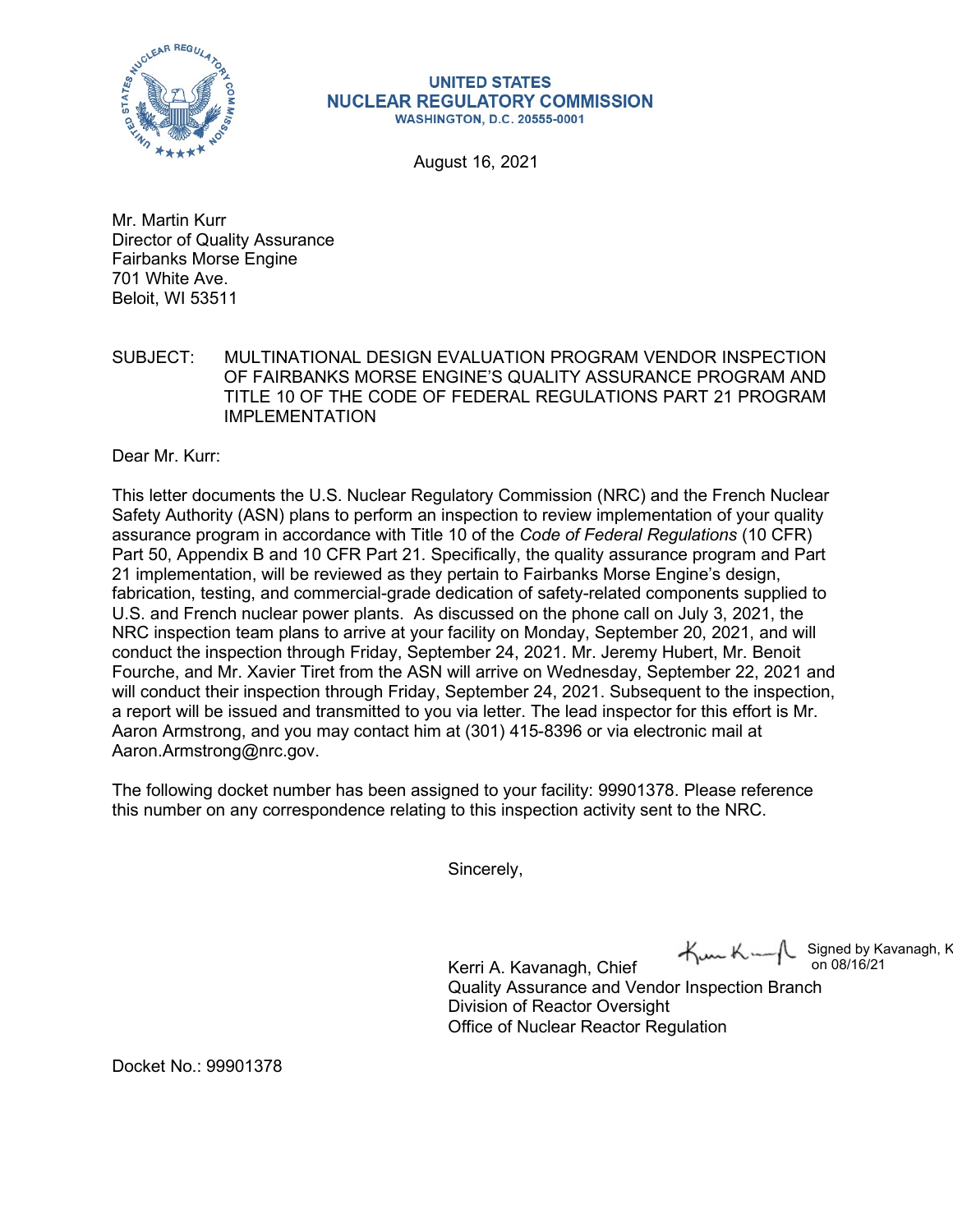**UNITED STATES**
**NUCLEAR REGULATORY COMMISSION**
**WASHINGTON, D.C. 20555-0001**

August 16, 2021

Mr. Martin Kurr
Director of Quality Assurance
Fairbanks Morse Engine
701 White Ave.
Beloit, WI 53511

SUBJECT: MULTINATIONAL DESIGN EVALUATION PROGRAM VENDOR INSPECTION OF FAIRBANKS MORSE ENGINE'S QUALITY ASSURANCE PROGRAM AND TITLE 10 OF THE CODE OF FEDERAL REGULATIONS PART 21 PROGRAM IMPLEMENTATION

Dear Mr. Kurr:

This letter documents the U.S. Nuclear Regulatory Commission (NRC) and the French Nuclear Safety Authority (ASN) plans to perform an inspection to review implementation of your quality assurance program in accordance with Title 10 of the *Code of Federal Regulations* (10 CFR) Part 50, Appendix B and 10 CFR Part 21. Specifically, the quality assurance program and Part 21 implementation, will be reviewed as they pertain to Fairbanks Morse Engine's design, fabrication, testing, and commercial-grade dedication of safety-related components supplied to U.S. and French nuclear power plants. As discussed on the phone call on July 3, 2021, the NRC inspection team plans to arrive at your facility on Monday, September 20, 2021, and will conduct the inspection through Friday, September 24, 2021. Mr. Jeremy Hubert, Mr. Benoit Fourche, and Mr. Xavier Tiret from the ASN will arrive on Wednesday, September 22, 2021 and will conduct their inspection through Friday, September 24, 2021. Subsequent to the inspection, a report will be issued and transmitted to you via letter. The lead inspector for this effort is Mr. Aaron Armstrong, and you may contact him at (301) 415-8396 or via electronic mail at Aaron.Armstrong@nrc.gov.

The following docket number has been assigned to your facility: 99901378. Please reference this number on any correspondence relating to this inspection activity sent to the NRC.

Sincerely,

Signed by Kavanagh, K on 08/16/21

Kerri A. Kavanagh, Chief
Quality Assurance and Vendor Inspection Branch
Division of Reactor Oversight
Office of Nuclear Reactor Regulation

Docket No.: 99901378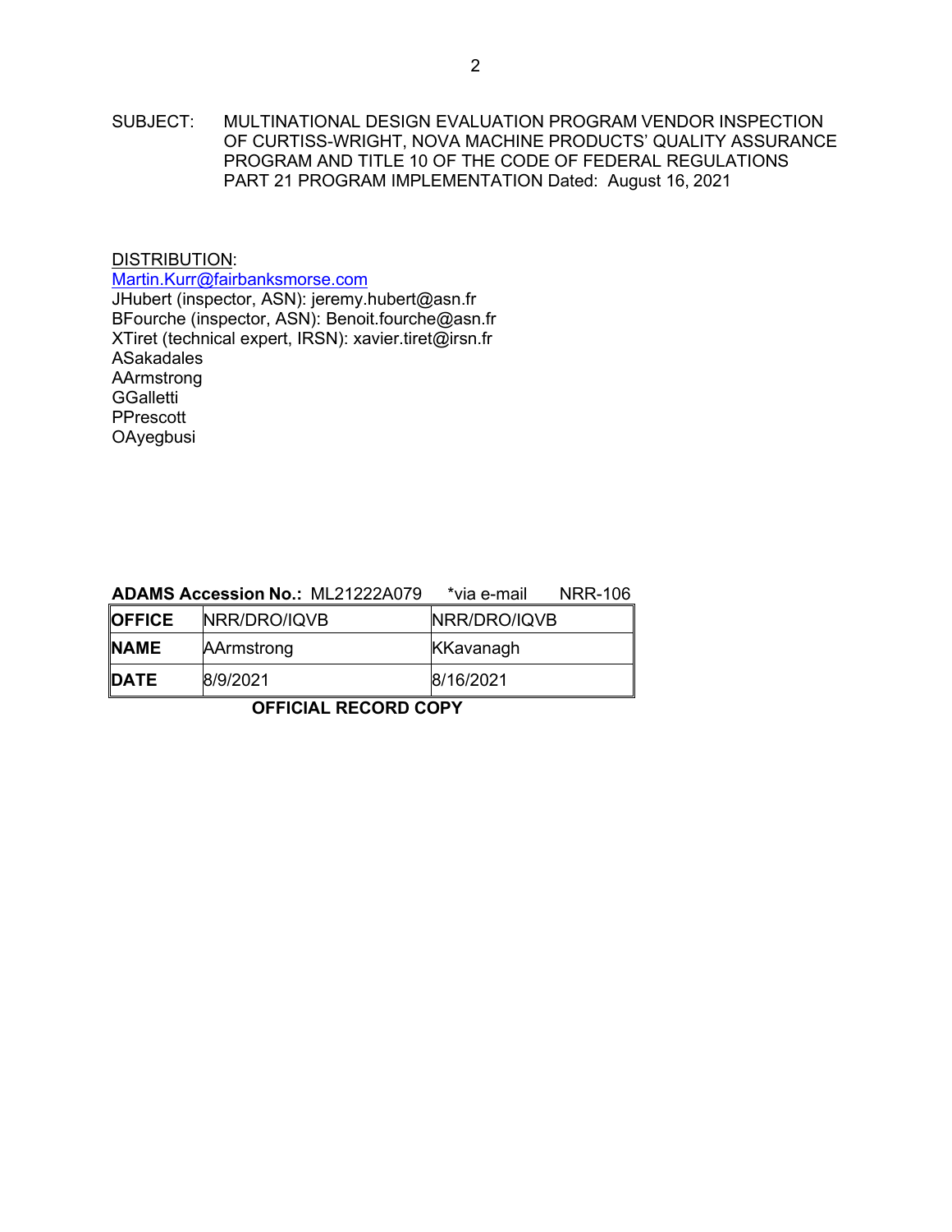SUBJECT: MULTINATIONAL DESIGN EVALUATION PROGRAM VENDOR INSPECTION OF CURTISS-WRIGHT, NOVA MACHINE PRODUCTS' QUALITY ASSURANCE PROGRAM AND TITLE 10 OF THE CODE OF FEDERAL REGULATIONS PART 21 PROGRAM IMPLEMENTATION Dated: August 16, 2021

DISTRIBUTION:
Martin.Kurr@fairbanksmorse.com
JHubert (inspector, ASN): jeremy.hubert@asn.fr
BFourche (inspector, ASN): Benoit.fourche@asn.fr
XTiret (technical expert, IRSN): xavier.tiret@irsn.fr
ASakadales
AArmstrong
GGalletti
PPrescott
OAyegbusi

**ADAMS Accession No.:** ML21222A079 *via e-mail NRR-106

| | | |
|---|---|---|
| **OFFICE** | NRR/DRO/IQVB | NRR/DRO/IQVB |
| **NAME** | AArmstrong | KKavanagh |
| **DATE** | 8/9/2021 | 8/16/2021 |

**OFFICIAL RECORD COPY**